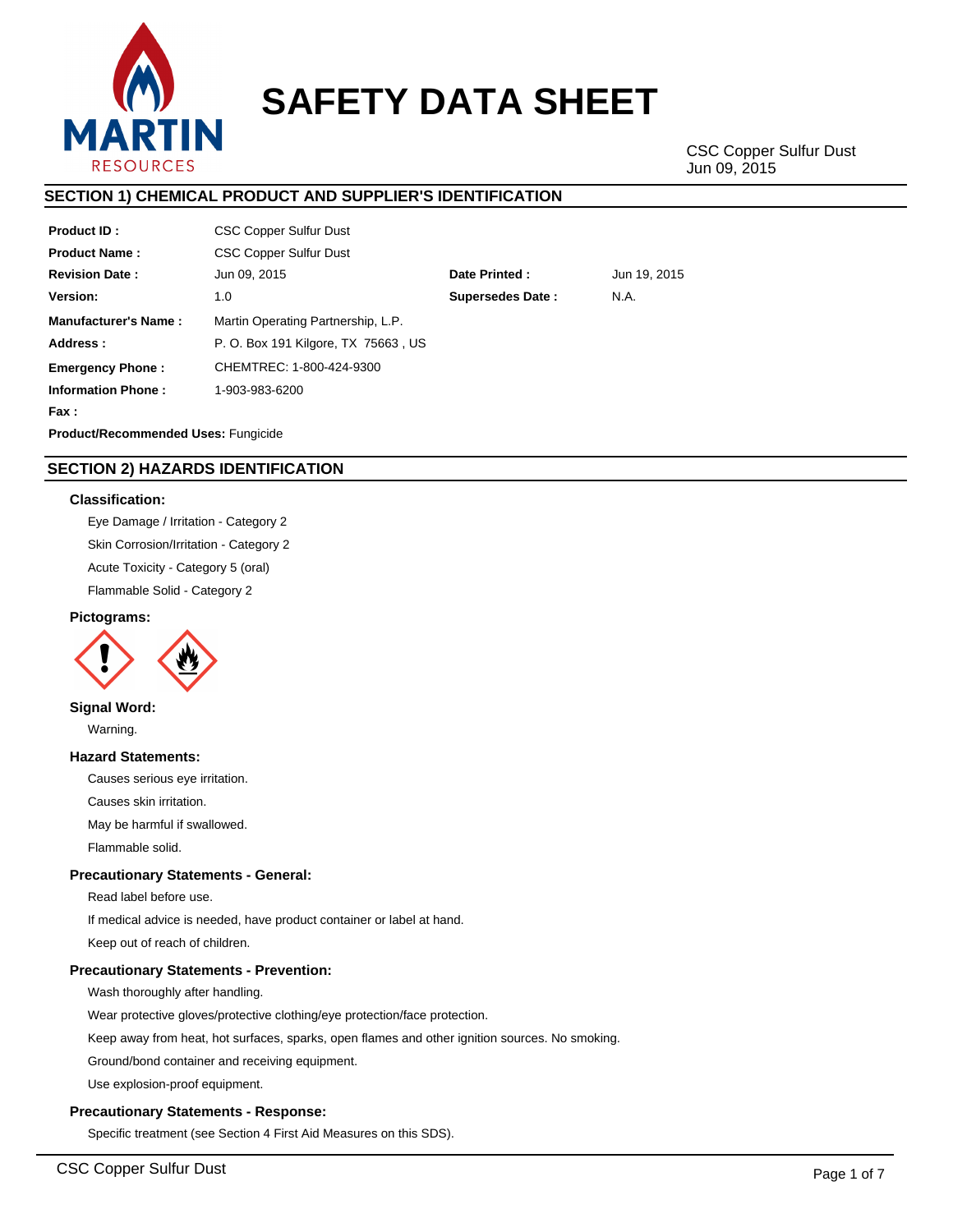# SAFETY DATA SHEET

CSC Copper Sulfur Dust
Jun 09, 2015

## SECTION 1) CHEMICAL PRODUCT AND SUPPLIER'S IDENTIFICATION

| | | | |
|---|---|---|---|
| **Product ID :** | CSC Copper Sulfur Dust | | |
| **Product Name :** | CSC Copper Sulfur Dust | | |
| **Revision Date :** | Jun 09, 2015 | **Date Printed :** | Jun 19, 2015 |
| **Version:** | 1.0 | **Supersedes Date :** | N.A. |
| **Manufacturer's Name :** | Martin Operating Partnership, L.P. | | |
| **Address :** | P. O. Box 191 Kilgore, TX 75663 , US | | |
| **Emergency Phone :** | CHEMTREC: 1-800-424-9300 | | |
| **Information Phone :** | 1-903-983-6200 | | |
| **Fax :** | | | |

**Product/Recommended Uses:** Fungicide

## SECTION 2) HAZARDS IDENTIFICATION

### Classification:

Eye Damage / Irritation - Category 2

Skin Corrosion/Irritation - Category 2

Acute Toxicity - Category 5 (oral)

Flammable Solid - Category 2

### Pictograms:

### Signal Word:

Warning.

### Hazard Statements:

Causes serious eye irritation.

Causes skin irritation.

May be harmful if swallowed.

Flammable solid.

### Precautionary Statements - General:

Read label before use.

If medical advice is needed, have product container or label at hand.

Keep out of reach of children.

### Precautionary Statements - Prevention:

Wash thoroughly after handling.

Wear protective gloves/protective clothing/eye protection/face protection.

Keep away from heat, hot surfaces, sparks, open flames and other ignition sources. No smoking.

Ground/bond container and receiving equipment.

Use explosion-proof equipment.

### Precautionary Statements - Response:

Specific treatment (see Section 4 First Aid Measures on this SDS).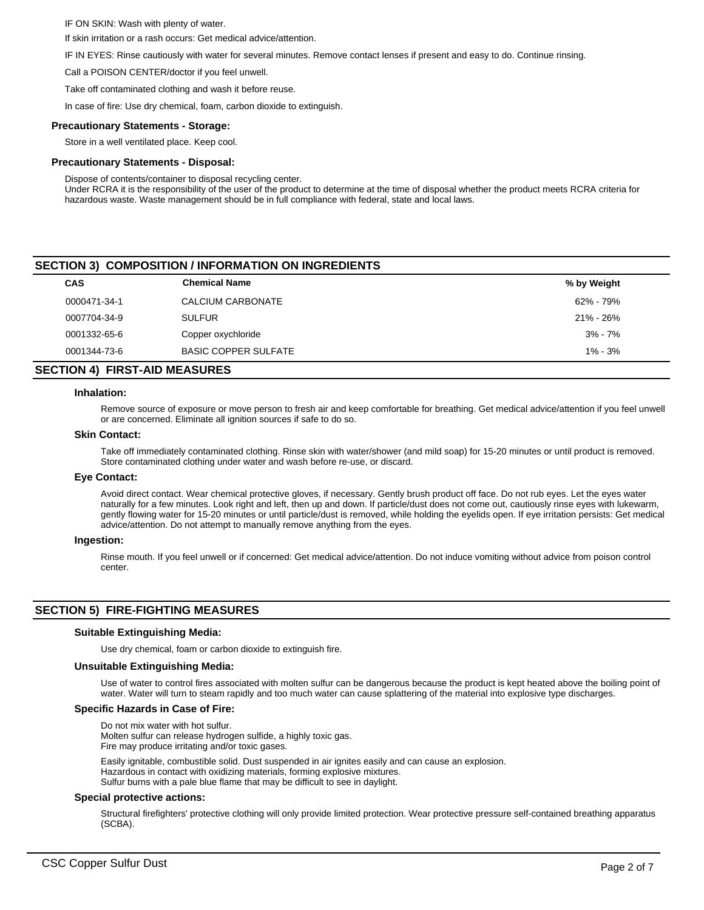IF ON SKIN: Wash with plenty of water.

If skin irritation or a rash occurs: Get medical advice/attention.

IF IN EYES: Rinse cautiously with water for several minutes. Remove contact lenses if present and easy to do. Continue rinsing.

Call a POISON CENTER/doctor if you feel unwell.

Take off contaminated clothing and wash it before reuse.

In case of fire: Use dry chemical, foam, carbon dioxide to extinguish.

**Precautionary Statements - Storage:**

Store in a well ventilated place. Keep cool.

**Precautionary Statements - Disposal:**

Dispose of contents/container to disposal recycling center.
Under RCRA it is the responsibility of the user of the product to determine at the time of disposal whether the product meets RCRA criteria for hazardous waste. Waste management should be in full compliance with federal, state and local laws.

## SECTION 3) COMPOSITION / INFORMATION ON INGREDIENTS

| CAS | Chemical Name | % by Weight |
|---|---|---|
| 0000471-34-1 | CALCIUM CARBONATE | 62% - 79% |
| 0007704-34-9 | SULFUR | 21% - 26% |
| 0001332-65-6 | Copper oxychloride | 3% - 7% |
| 0001344-73-6 | BASIC COPPER SULFATE | 1% - 3% |

## SECTION 4) FIRST-AID MEASURES

**Inhalation:**

Remove source of exposure or move person to fresh air and keep comfortable for breathing. Get medical advice/attention if you feel unwell or are concerned. Eliminate all ignition sources if safe to do so.

**Skin Contact:**

Take off immediately contaminated clothing. Rinse skin with water/shower (and mild soap) for 15-20 minutes or until product is removed. Store contaminated clothing under water and wash before re-use, or discard.

**Eye Contact:**

Avoid direct contact. Wear chemical protective gloves, if necessary. Gently brush product off face. Do not rub eyes. Let the eyes water naturally for a few minutes. Look right and left, then up and down. If particle/dust does not come out, cautiously rinse eyes with lukewarm, gently flowing water for 15-20 minutes or until particle/dust is removed, while holding the eyelids open. If eye irritation persists: Get medical advice/attention. Do not attempt to manually remove anything from the eyes.

**Ingestion:**

Rinse mouth. If you feel unwell or if concerned: Get medical advice/attention. Do not induce vomiting without advice from poison control center.

## SECTION 5) FIRE-FIGHTING MEASURES

**Suitable Extinguishing Media:**

Use dry chemical, foam or carbon dioxide to extinguish fire.

**Unsuitable Extinguishing Media:**

Use of water to control fires associated with molten sulfur can be dangerous because the product is kept heated above the boiling point of water. Water will turn to steam rapidly and too much water can cause splattering of the material into explosive type discharges.

**Specific Hazards in Case of Fire:**

Do not mix water with hot sulfur.
Molten sulfur can release hydrogen sulfide, a highly toxic gas.
Fire may produce irritating and/or toxic gases.

Easily ignitable, combustible solid. Dust suspended in air ignites easily and can cause an explosion.
Hazardous in contact with oxidizing materials, forming explosive mixtures.
Sulfur burns with a pale blue flame that may be difficult to see in daylight.

**Special protective actions:**

Structural firefighters' protective clothing will only provide limited protection. Wear protective pressure self-contained breathing apparatus (SCBA).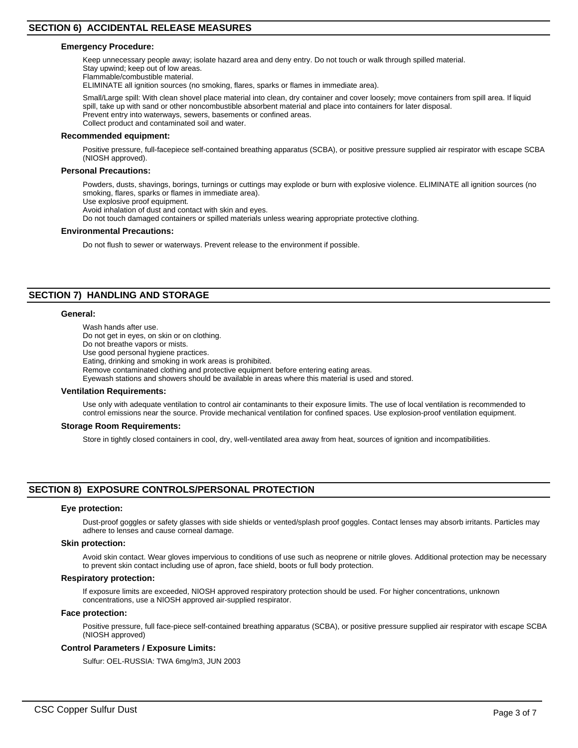## SECTION 6) ACCIDENTAL RELEASE MEASURES

### Emergency Procedure:

Keep unnecessary people away; isolate hazard area and deny entry. Do not touch or walk through spilled material.
Stay upwind; keep out of low areas.
Flammable/combustible material.
ELIMINATE all ignition sources (no smoking, flares, sparks or flames in immediate area).

Small/Large spill: With clean shovel place material into clean, dry container and cover loosely; move containers from spill area. If liquid spill, take up with sand or other noncombustible absorbent material and place into containers for later disposal.
Prevent entry into waterways, sewers, basements or confined areas.
Collect product and contaminated soil and water.

### Recommended equipment:

Positive pressure, full-facepiece self-contained breathing apparatus (SCBA), or positive pressure supplied air respirator with escape SCBA (NIOSH approved).

### Personal Precautions:

Powders, dusts, shavings, borings, turnings or cuttings may explode or burn with explosive violence. ELIMINATE all ignition sources (no smoking, flares, sparks or flames in immediate area).
Use explosive proof equipment.
Avoid inhalation of dust and contact with skin and eyes.
Do not touch damaged containers or spilled materials unless wearing appropriate protective clothing.

### Environmental Precautions:

Do not flush to sewer or waterways. Prevent release to the environment if possible.

## SECTION 7) HANDLING AND STORAGE

### General:

Wash hands after use.
Do not get in eyes, on skin or on clothing.
Do not breathe vapors or mists.
Use good personal hygiene practices.
Eating, drinking and smoking in work areas is prohibited.
Remove contaminated clothing and protective equipment before entering eating areas.
Eyewash stations and showers should be available in areas where this material is used and stored.

### Ventilation Requirements:

Use only with adequate ventilation to control air contaminants to their exposure limits. The use of local ventilation is recommended to control emissions near the source. Provide mechanical ventilation for confined spaces. Use explosion-proof ventilation equipment.

### Storage Room Requirements:

Store in tightly closed containers in cool, dry, well-ventilated area away from heat, sources of ignition and incompatibilities.

## SECTION 8) EXPOSURE CONTROLS/PERSONAL PROTECTION

### Eye protection:

Dust-proof goggles or safety glasses with side shields or vented/splash proof goggles. Contact lenses may absorb irritants. Particles may adhere to lenses and cause corneal damage.

### Skin protection:

Avoid skin contact. Wear gloves impervious to conditions of use such as neoprene or nitrile gloves. Additional protection may be necessary to prevent skin contact including use of apron, face shield, boots or full body protection.

### Respiratory protection:

If exposure limits are exceeded, NIOSH approved respiratory protection should be used. For higher concentrations, unknown concentrations, use a NIOSH approved air-supplied respirator.

### Face protection:

Positive pressure, full face-piece self-contained breathing apparatus (SCBA), or positive pressure supplied air respirator with escape SCBA (NIOSH approved)

### Control Parameters / Exposure Limits:

Sulfur: OEL-RUSSIA: TWA 6mg/m3, JUN 2003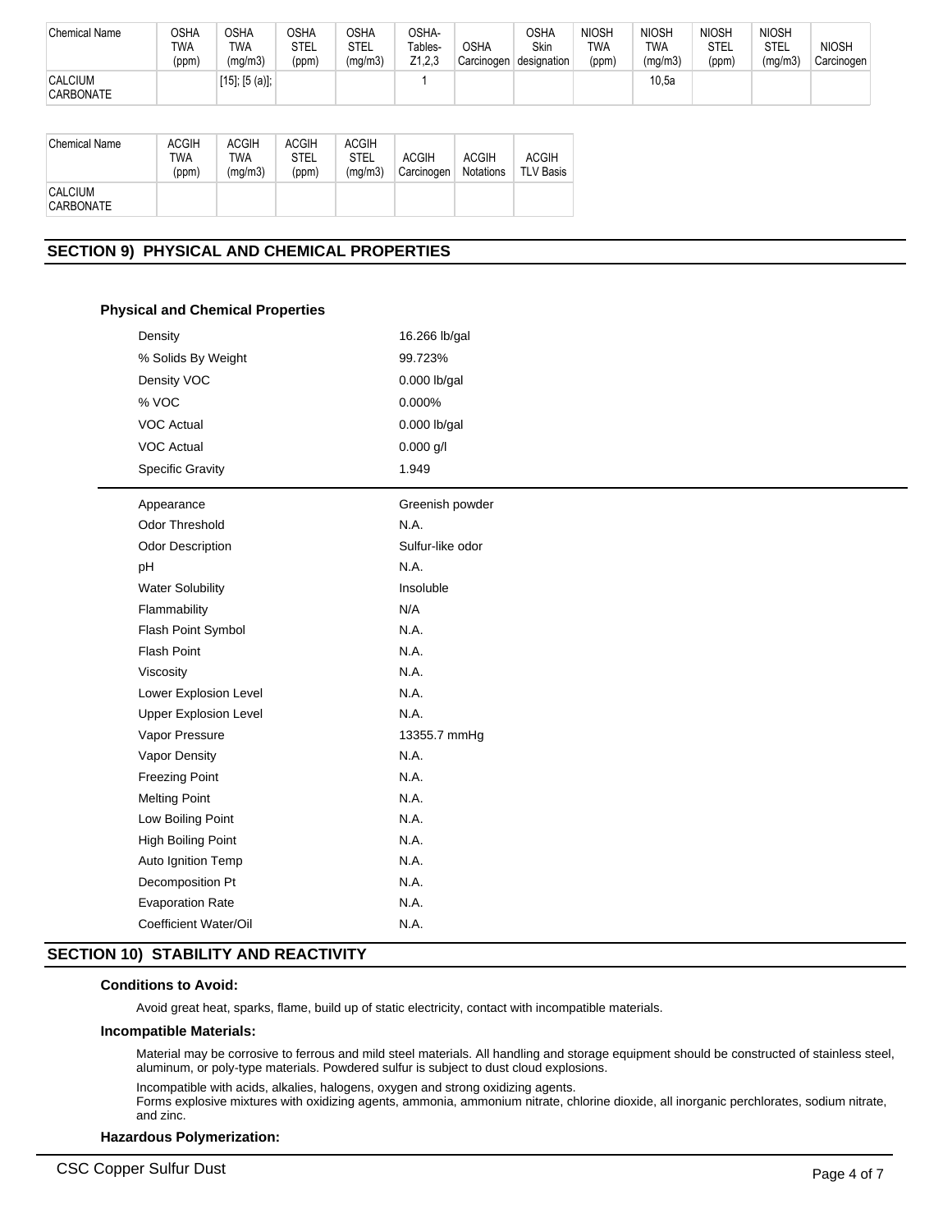| Chemical Name | OSHA TWA (ppm) | OSHA TWA (mg/m3) | OSHA STEL (ppm) | OSHA STEL (mg/m3) | OSHA-Tables-Z1,2,3 | OSHA Carcinogen | OSHA Skin designation | NIOSH TWA (ppm) | NIOSH TWA (mg/m3) | NIOSH STEL (ppm) | NIOSH STEL (mg/m3) | NIOSH Carcinogen |
|---|---|---|---|---|---|---|---|---|---|---|---|---|
| CALCIUM CARBONATE | | [15]; [5 (a)]; | | | 1 | | | | 10,5a | | | |

| Chemical Name | ACGIH TWA (ppm) | ACGIH TWA (mg/m3) | ACGIH STEL (ppm) | ACGIH STEL (mg/m3) | ACGIH Carcinogen | ACGIH Notations | ACGIH TLV Basis |
|---|---|---|---|---|---|---|---|
| CALCIUM CARBONATE | | | | | | | |

## SECTION 9) PHYSICAL AND CHEMICAL PROPERTIES

### Physical and Chemical Properties

| | |
|---|---|
| Density | 16.266 lb/gal |
| % Solids By Weight | 99.723% |
| Density VOC | 0.000 lb/gal |
| % VOC | 0.000% |
| VOC Actual | 0.000 lb/gal |
| VOC Actual | 0.000 g/l |
| Specific Gravity | 1.949 |

| | |
|---|---|
| Appearance | Greenish powder |
| Odor Threshold | N.A. |
| Odor Description | Sulfur-like odor |
| pH | N.A. |
| Water Solubility | Insoluble |
| Flammability | N/A |
| Flash Point Symbol | N.A. |
| Flash Point | N.A. |
| Viscosity | N.A. |
| Lower Explosion Level | N.A. |
| Upper Explosion Level | N.A. |
| Vapor Pressure | 13355.7 mmHg |
| Vapor Density | N.A. |
| Freezing Point | N.A. |
| Melting Point | N.A. |
| Low Boiling Point | N.A. |
| High Boiling Point | N.A. |
| Auto Ignition Temp | N.A. |
| Decomposition Pt | N.A. |
| Evaporation Rate | N.A. |
| Coefficient Water/Oil | N.A. |

## SECTION 10) STABILITY AND REACTIVITY

### Conditions to Avoid:

Avoid great heat, sparks, flame, build up of static electricity, contact with incompatible materials.

### Incompatible Materials:

Material may be corrosive to ferrous and mild steel materials. All handling and storage equipment should be constructed of stainless steel, aluminum, or poly-type materials. Powdered sulfur is subject to dust cloud explosions.

Incompatible with acids, alkalies, halogens, oxygen and strong oxidizing agents.
Forms explosive mixtures with oxidizing agents, ammonia, ammonium nitrate, chlorine dioxide, all inorganic perchlorates, sodium nitrate, and zinc.

### Hazardous Polymerization: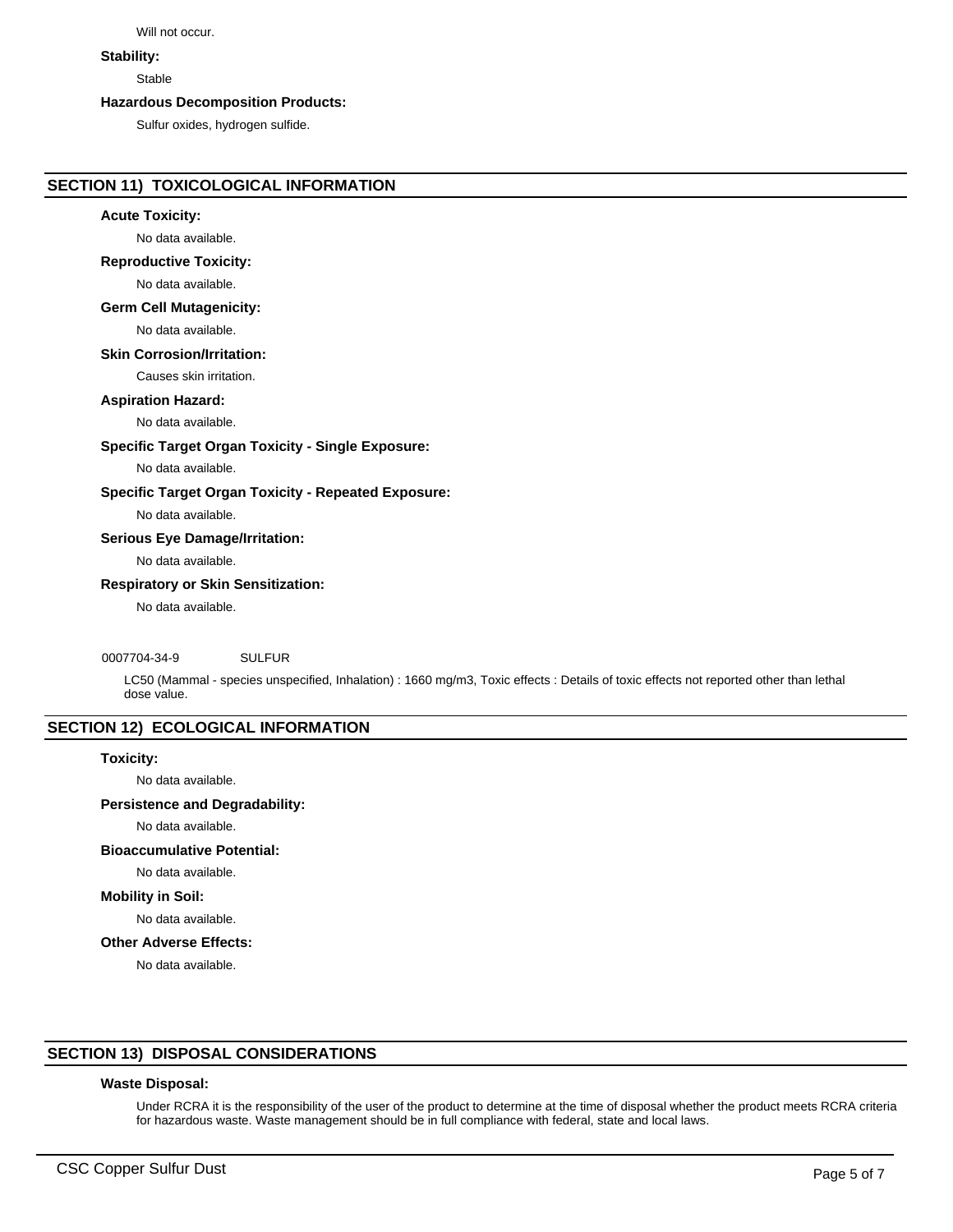Will not occur.

**Stability:**

Stable

**Hazardous Decomposition Products:**

Sulfur oxides, hydrogen sulfide.

## SECTION 11) TOXICOLOGICAL INFORMATION

**Acute Toxicity:**

No data available.

**Reproductive Toxicity:**

No data available.

**Germ Cell Mutagenicity:**

No data available.

**Skin Corrosion/Irritation:**

Causes skin irritation.

**Aspiration Hazard:**

No data available.

**Specific Target Organ Toxicity - Single Exposure:**

No data available.

**Specific Target Organ Toxicity - Repeated Exposure:**

No data available.

**Serious Eye Damage/Irritation:**

No data available.

**Respiratory or Skin Sensitization:**

No data available.

0007704-34-9 SULFUR

LC50 (Mammal - species unspecified, Inhalation) : 1660 mg/m3, Toxic effects : Details of toxic effects not reported other than lethal dose value.

## SECTION 12) ECOLOGICAL INFORMATION

**Toxicity:**

No data available.

**Persistence and Degradability:**

No data available.

**Bioaccumulative Potential:**

No data available.

**Mobility in Soil:**

No data available.

**Other Adverse Effects:**

No data available.

## SECTION 13) DISPOSAL CONSIDERATIONS

**Waste Disposal:**

Under RCRA it is the responsibility of the user of the product to determine at the time of disposal whether the product meets RCRA criteria for hazardous waste. Waste management should be in full compliance with federal, state and local laws.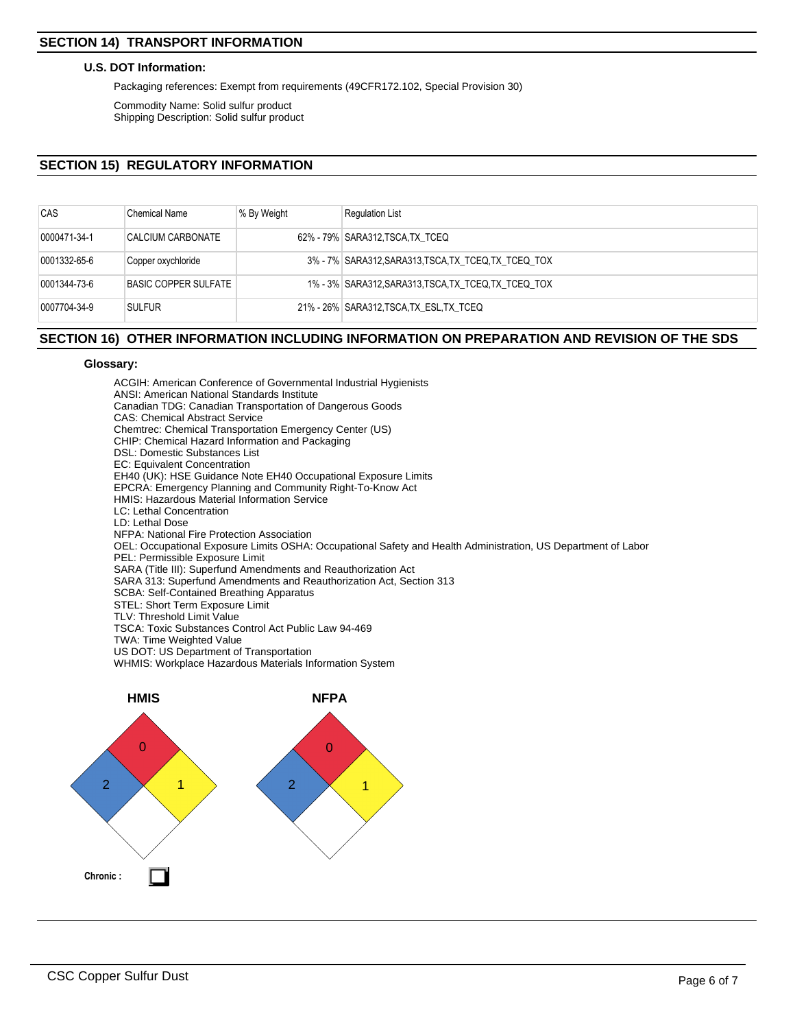## SECTION 14) TRANSPORT INFORMATION

### U.S. DOT Information:

Packaging references: Exempt from requirements (49CFR172.102, Special Provision 30)

Commodity Name: Solid sulfur product
Shipping Description: Solid sulfur product

## SECTION 15) REGULATORY INFORMATION

| CAS | Chemical Name | % By Weight | Regulation List |
| --- | --- | --- | --- |
| 0000471-34-1 | CALCIUM CARBONATE | 62% - 79% | SARA312,TSCA,TX_TCEQ |
| 0001332-65-6 | Copper oxychloride | 3% - 7% | SARA312,SARA313,TSCA,TX_TCEQ,TX_TCEQ_TOX |
| 0001344-73-6 | BASIC COPPER SULFATE | 1% - 3% | SARA312,SARA313,TSCA,TX_TCEQ,TX_TCEQ_TOX |
| 0007704-34-9 | SULFUR | 21% - 26% | SARA312,TSCA,TX_ESL,TX_TCEQ |

## SECTION 16) OTHER INFORMATION INCLUDING INFORMATION ON PREPARATION AND REVISION OF THE SDS

### Glossary:

ACGIH: American Conference of Governmental Industrial Hygienists
ANSI: American National Standards Institute
Canadian TDG: Canadian Transportation of Dangerous Goods
CAS: Chemical Abstract Service
Chemtrec: Chemical Transportation Emergency Center (US)
CHIP: Chemical Hazard Information and Packaging
DSL: Domestic Substances List
EC: Equivalent Concentration
EH40 (UK): HSE Guidance Note EH40 Occupational Exposure Limits
EPCRA: Emergency Planning and Community Right-To-Know Act
HMIS: Hazardous Material Information Service
LC: Lethal Concentration
LD: Lethal Dose
NFPA: National Fire Protection Association
OEL: Occupational Exposure Limits OSHA: Occupational Safety and Health Administration, US Department of Labor
PEL: Permissible Exposure Limit
SARA (Title III): Superfund Amendments and Reauthorization Act
SARA 313: Superfund Amendments and Reauthorization Act, Section 313
SCBA: Self-Contained Breathing Apparatus
STEL: Short Term Exposure Limit
TLV: Threshold Limit Value
TSCA: Toxic Substances Control Act Public Law 94-469
TWA: Time Weighted Value
US DOT: US Department of Transportation
WHMIS: Workplace Hazardous Materials Information System

**HMIS**

0
2
1

Chronic :

**NFPA**

0
2
1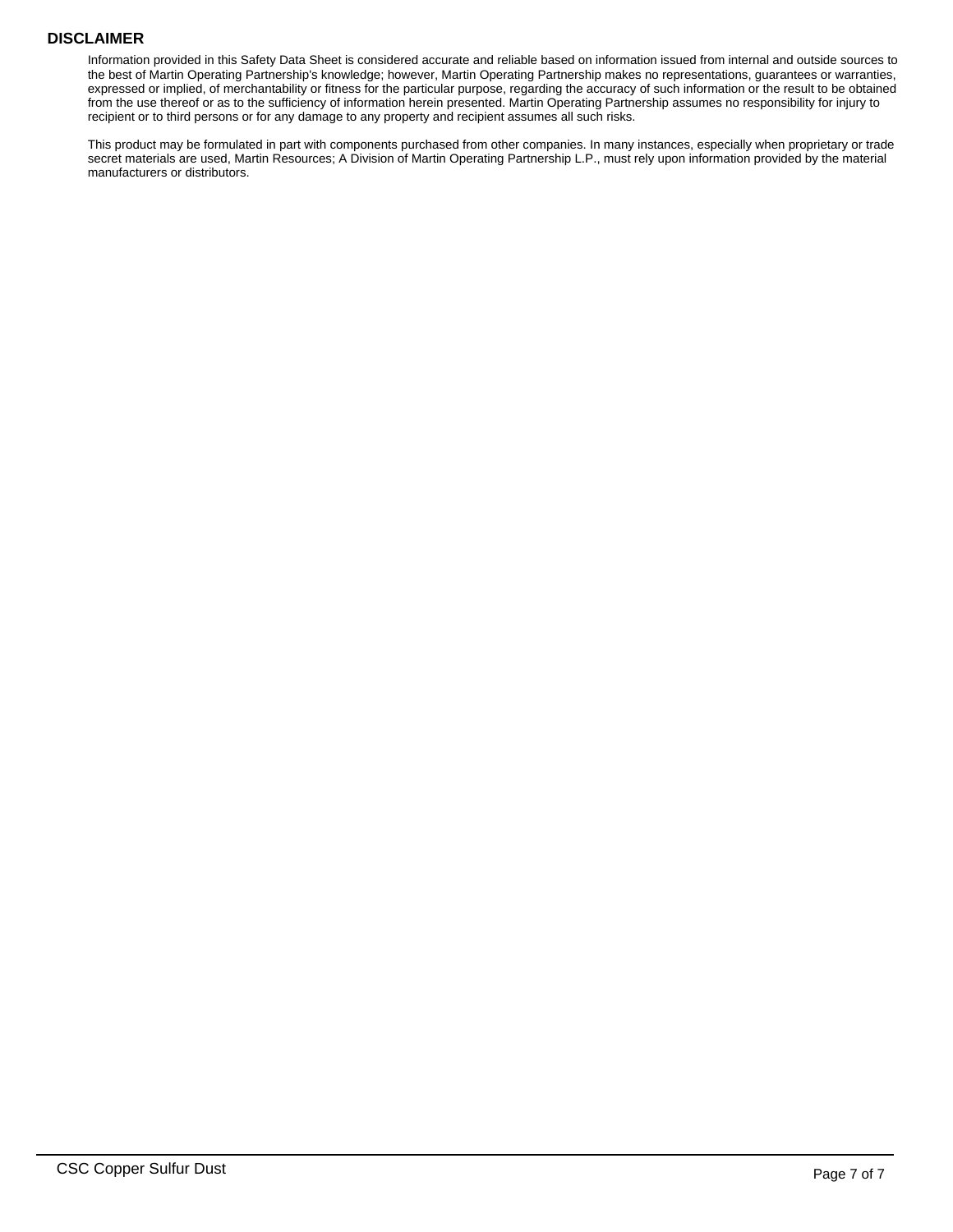## DISCLAIMER

Information provided in this Safety Data Sheet is considered accurate and reliable based on information issued from internal and outside sources to the best of Martin Operating Partnership's knowledge; however, Martin Operating Partnership makes no representations, guarantees or warranties, expressed or implied, of merchantability or fitness for the particular purpose, regarding the accuracy of such information or the result to be obtained from the use thereof or as to the sufficiency of information herein presented. Martin Operating Partnership assumes no responsibility for injury to recipient or to third persons or for any damage to any property and recipient assumes all such risks.

This product may be formulated in part with components purchased from other companies. In many instances, especially when proprietary or trade secret materials are used, Martin Resources; A Division of Martin Operating Partnership L.P., must rely upon information provided by the material manufacturers or distributors.